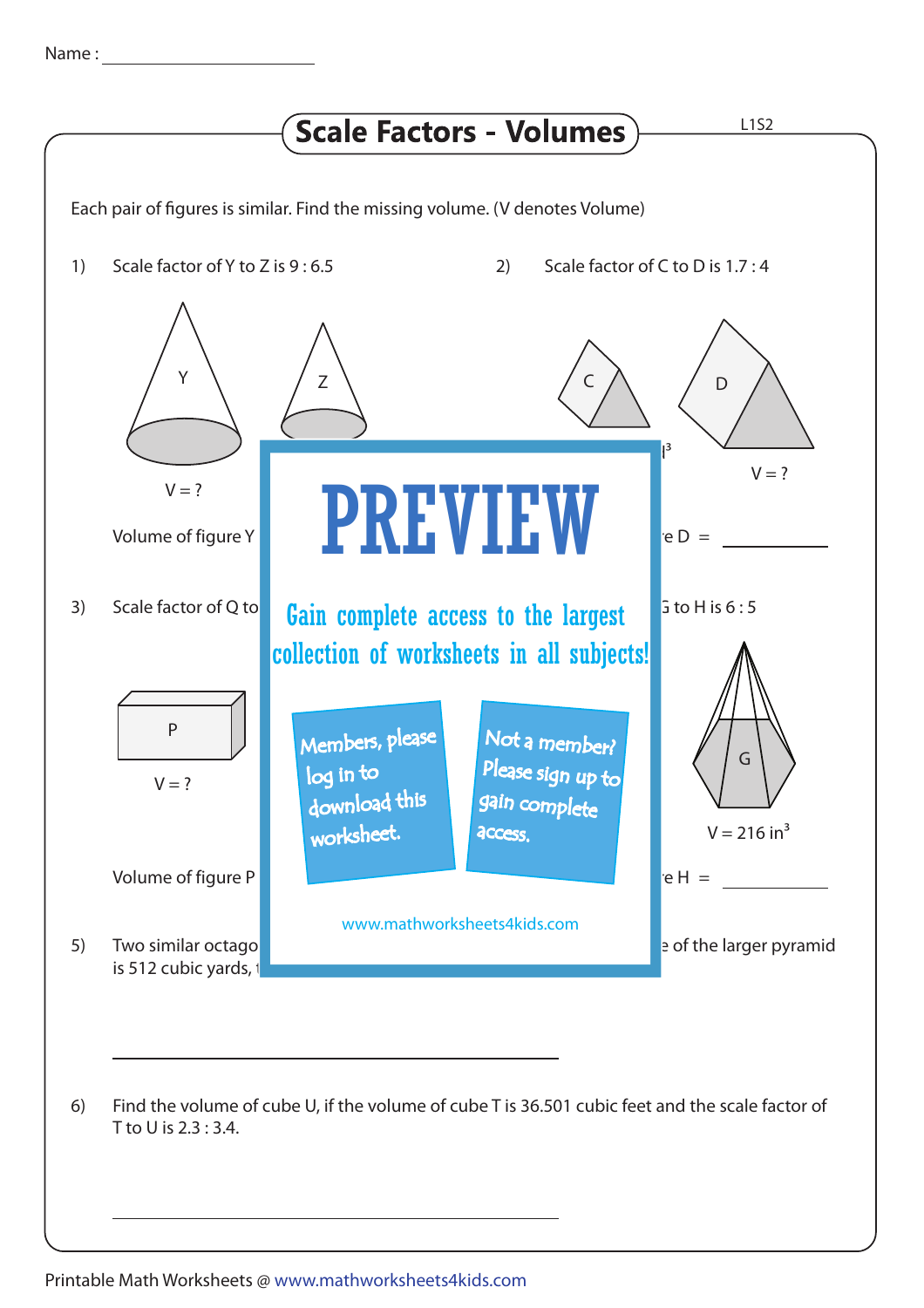Name : ______________________

# Scale Factors - Volumes

L1S2

Each pair of figures is similar. Find the missing volume. (V denotes Volume)

1) Scale factor of Y to Z is 9 : 6.5

Y

Z

V = ?

Volume of figure Y

2) Scale factor of C to D is 1.7 : 4

C

D

V = ?

e D = ____________

3) Scale factor of Q to

P

V = ?

Volume of figure P

G to H is 6 : 5

G

V = 216 in$^3$

e H = ____________

**PREVIEW**

Gain complete access to the largest collection of worksheets in all subjects!

Members, please log in to download this worksheet.

Not a member? Please sign up to gain complete access.

www.mathworksheets4kids.com

5) Two similar octago ... e of the larger pyramid is 512 cubic yards, t

______________________________

6) Find the volume of cube U, if the volume of cube T is 36.501 cubic feet and the scale factor of T to U is 2.3 : 3.4.

______________________________

Printable Math Worksheets @ www.mathworksheets4kids.com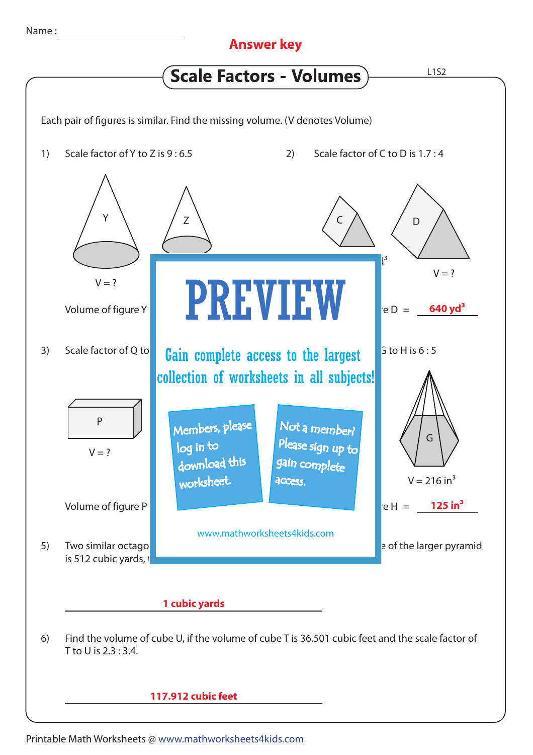Name : ____________________

**Answer key**

# Scale Factors - Volumes

L1S2

Each pair of figures is similar. Find the missing volume. (V denotes Volume)

1) Scale factor of Y to Z is 9 : 6.5

Y

Z

V = ?

Volume of figure Y

2) Scale factor of C to D is 1.7 : 4

C

D

V = ?

e D = **640 yd³**

3) Scale factor of Q to

P

V = ?

Volume of figure P

G to H is 6 : 5

G

V = 216 in³

e H = **125 in³**

**PREVIEW**

Gain complete access to the largest collection of worksheets in all subjects!

Members, please log in to download this worksheet.

Not a member? Please sign up to gain complete access.

www.mathworksheets4kids.com

5) Two similar octago ... e of the larger pyramid is 512 cubic yards, t

**1 cubic yards**

6) Find the volume of cube U, if the volume of cube T is 36.501 cubic feet and the scale factor of T to U is 2.3 : 3.4.

**117.912 cubic feet**

Printable Math Worksheets @ www.mathworksheets4kids.com